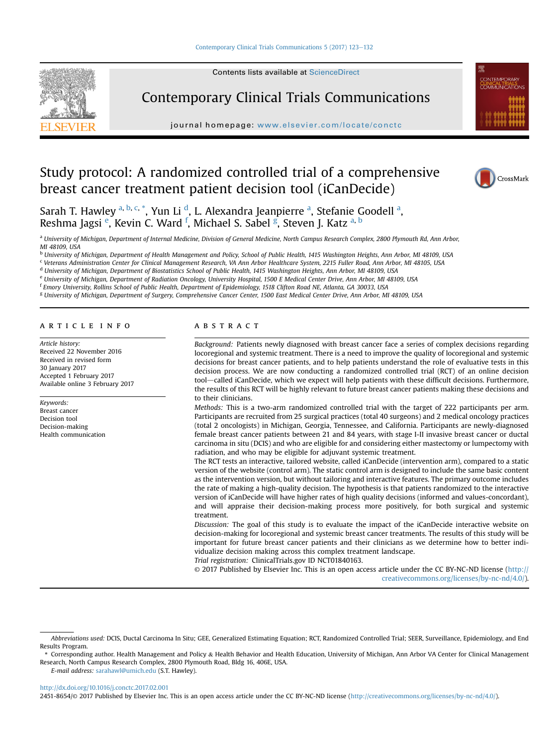# Study protocol: A randomized controlled trial of a comprehensive breast cancer treatment patient decision tool (iCanDecide)

Sarah T. Hawley [a, b, c, *], Yun Li [d], L. Alexandra Jeanpierre [a], Stefanie Goodell [a], Reshma Jagsi [e], Kevin C. Ward [f], Michael S. Sabel [g], Steven J. Katz [a, b]

[a] University of Michigan, Department of Internal Medicine, Division of General Medicine, North Campus Research Complex, 2800 Plymouth Rd, Ann Arbor, MI 48109, USA
[b] University of Michigan, Department of Health Management and Policy, School of Public Health, 1415 Washington Heights, Ann Arbor, MI 48109, USA
[c] Veterans Administration Center for Clinical Management Research, VA Ann Arbor Healthcare System, 2215 Fuller Road, Ann Arbor, MI 48105, USA
[d] University of Michigan, Department of Biostatistics School of Public Health, 1415 Washington Heights, Ann Arbor, MI 48109, USA
[e] University of Michigan, Department of Radiation Oncology, University Hospital, 1500 E Medical Center Drive, Ann Arbor, MI 48109, USA
[f] Emory University, Rollins School of Public Health, Department of Epidemiology, 1518 Clifton Road NE, Atlanta, GA 30033, USA
[g] University of Michigan, Department of Surgery, Comprehensive Cancer Center, 1500 East Medical Center Drive, Ann Arbor, MI 48109, USA

## ARTICLE INFO

*Article history:*
Received 22 November 2016
Received in revised form
30 January 2017
Accepted 1 February 2017
Available online 3 February 2017

*Keywords:*
Breast cancer
Decision tool
Decision-making
Health communication

## ABSTRACT

*Background:* Patients newly diagnosed with breast cancer face a series of complex decisions regarding locoregional and systemic treatment. There is a need to improve the quality of locoregional and systemic decisions for breast cancer patients, and to help patients understand the role of evaluative tests in this decision process. We are now conducting a randomized controlled trial (RCT) of an online decision tool—called iCanDecide, which we expect will help patients with these difficult decisions. Furthermore, the results of this RCT will be highly relevant to future breast cancer patients making these decisions and to their clinicians.

*Methods:* This is a two-arm randomized controlled trial with the target of 222 participants per arm. Participants are recruited from 25 surgical practices (total 40 surgeons) and 2 medical oncology practices (total 2 oncologists) in Michigan, Georgia, Tennessee, and California. Participants are newly-diagnosed female breast cancer patients between 21 and 84 years, with stage I-II invasive breast cancer or ductal carcinoma in situ (DCIS) and who are eligible for and considering either mastectomy or lumpectomy with radiation, and who may be eligible for adjuvant systemic treatment.

The RCT tests an interactive, tailored website, called iCanDecide (intervention arm), compared to a static version of the website (control arm). The static control arm is designed to include the same basic content as the intervention version, but without tailoring and interactive features. The primary outcome includes the rate of making a high-quality decision. The hypothesis is that patients randomized to the interactive version of iCanDecide will have higher rates of high quality decisions (informed and values-concordant), and will appraise their decision-making process more positively, for both surgical and systemic treatment.

*Discussion:* The goal of this study is to evaluate the impact of the iCanDecide interactive website on decision-making for locoregional and systemic breast cancer treatments. The results of this study will be important for future breast cancer patients and their clinicians as we determine how to better individualize decision making across this complex treatment landscape.

*Trial registration:* ClinicalTrials.gov ID NCT01840163.

© 2017 Published by Elsevier Inc. This is an open access article under the CC BY-NC-ND license (http://creativecommons.org/licenses/by-nc-nd/4.0/).

---

*Abbreviations used:* DCIS, Ductal Carcinoma In Situ; GEE, Generalized Estimating Equation; RCT, Randomized Controlled Trial; SEER, Surveillance, Epidemiology, and End Results Program.

\* Corresponding author. Health Management and Policy & Health Behavior and Health Education, University of Michigan, Ann Arbor VA Center for Clinical Management Research, North Campus Research Complex, 2800 Plymouth Road, Bldg 16, 406E, USA.

*E-mail address:* sarahawl@umich.edu (S.T. Hawley).

http://dx.doi.org/10.1016/j.conctc.2017.02.001
2451-8654/© 2017 Published by Elsevier Inc. This is an open access article under the CC BY-NC-ND license (http://creativecommons.org/licenses/by-nc-nd/4.0/).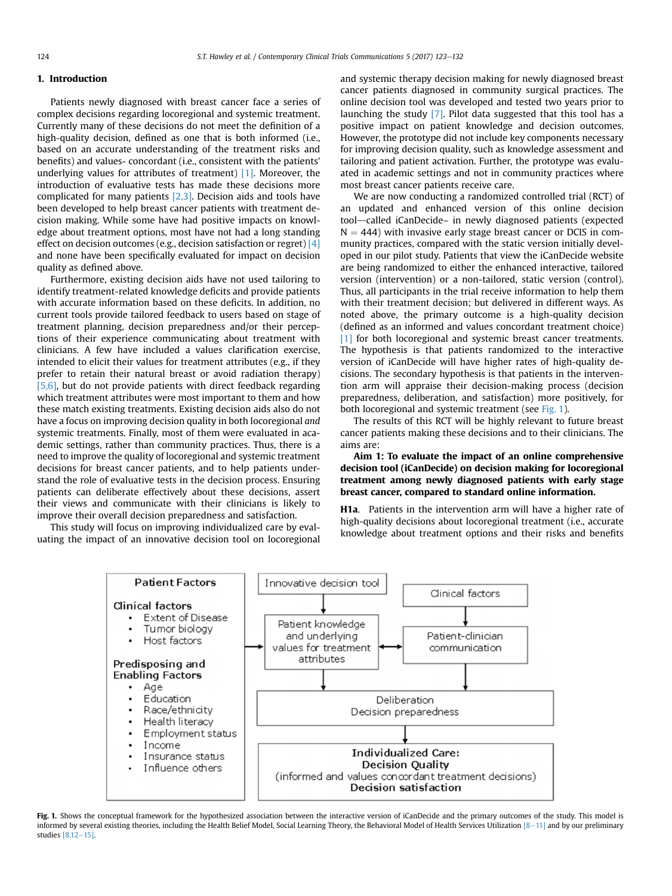## 1. Introduction

Patients newly diagnosed with breast cancer face a series of complex decisions regarding locoregional and systemic treatment. Currently many of these decisions do not meet the definition of a high-quality decision, defined as one that is both informed (i.e., based on an accurate understanding of the treatment risks and benefits) and values- concordant (i.e., consistent with the patients' underlying values for attributes of treatment) [1]. Moreover, the introduction of evaluative tests has made these decisions more complicated for many patients [2,3]. Decision aids and tools have been developed to help breast cancer patients with treatment decision making. While some have had positive impacts on knowledge about treatment options, most have not had a long standing effect on decision outcomes (e.g., decision satisfaction or regret) [4] and none have been specifically evaluated for impact on decision quality as defined above.

Furthermore, existing decision aids have not used tailoring to identify treatment-related knowledge deficits and provide patients with accurate information based on these deficits. In addition, no current tools provide tailored feedback to users based on stage of treatment planning, decision preparedness and/or their perceptions of their experience communicating about treatment with clinicians. A few have included a values clarification exercise, intended to elicit their values for treatment attributes (e.g., if they prefer to retain their natural breast or avoid radiation therapy) [5,6], but do not provide patients with direct feedback regarding which treatment attributes were most important to them and how these match existing treatments. Existing decision aids also do not have a focus on improving decision quality in both locoregional *and* systemic treatments. Finally, most of them were evaluated in academic settings, rather than community practices. Thus, there is a need to improve the quality of locoregional and systemic treatment decisions for breast cancer patients, and to help patients understand the role of evaluative tests in the decision process. Ensuring patients can deliberate effectively about these decisions, assert their views and communicate with their clinicians is likely to improve their overall decision preparedness and satisfaction.

This study will focus on improving individualized care by evaluating the impact of an innovative decision tool on locoregional and systemic therapy decision making for newly diagnosed breast cancer patients diagnosed in community surgical practices. The online decision tool was developed and tested two years prior to launching the study [7]. Pilot data suggested that this tool has a positive impact on patient knowledge and decision outcomes. However, the prototype did not include key components necessary for improving decision quality, such as knowledge assessment and tailoring and patient activation. Further, the prototype was evaluated in academic settings and not in community practices where most breast cancer patients receive care.

We are now conducting a randomized controlled trial (RCT) of an updated and enhanced version of this online decision tool—called iCanDecide– in newly diagnosed patients (expected N = 444) with invasive early stage breast cancer or DCIS in community practices, compared with the static version initially developed in our pilot study. Patients that view the iCanDecide website are being randomized to either the enhanced interactive, tailored version (intervention) or a non-tailored, static version (control). Thus, all participants in the trial receive information to help them with their treatment decision; but delivered in different ways. As noted above, the primary outcome is a high-quality decision (defined as an informed and values concordant treatment choice) [1] for both locoregional and systemic breast cancer treatments. The hypothesis is that patients randomized to the interactive version of iCanDecide will have higher rates of high-quality decisions. The secondary hypothesis is that patients in the intervention arm will appraise their decision-making process (decision preparedness, deliberation, and satisfaction) more positively, for both locoregional and systemic treatment (see Fig. 1).

The results of this RCT will be highly relevant to future breast cancer patients making these decisions and to their clinicians. The aims are:

**Aim 1: To evaluate the impact of an online comprehensive decision tool (iCanDecide) on decision making for locoregional treatment among newly diagnosed patients with early stage breast cancer, compared to standard online information.**

**H1a.** Patients in the intervention arm will have a higher rate of high-quality decisions about locoregional treatment (i.e., accurate knowledge about treatment options and their risks and benefits

**Fig. 1.** Shows the conceptual framework for the hypothesized association between the interactive version of iCanDecide and the primary outcomes of the study. This model is informed by several existing theories, including the Health Belief Model, Social Learning Theory, the Behavioral Model of Health Services Utilization [8–11] and by our preliminary studies [8,12–15].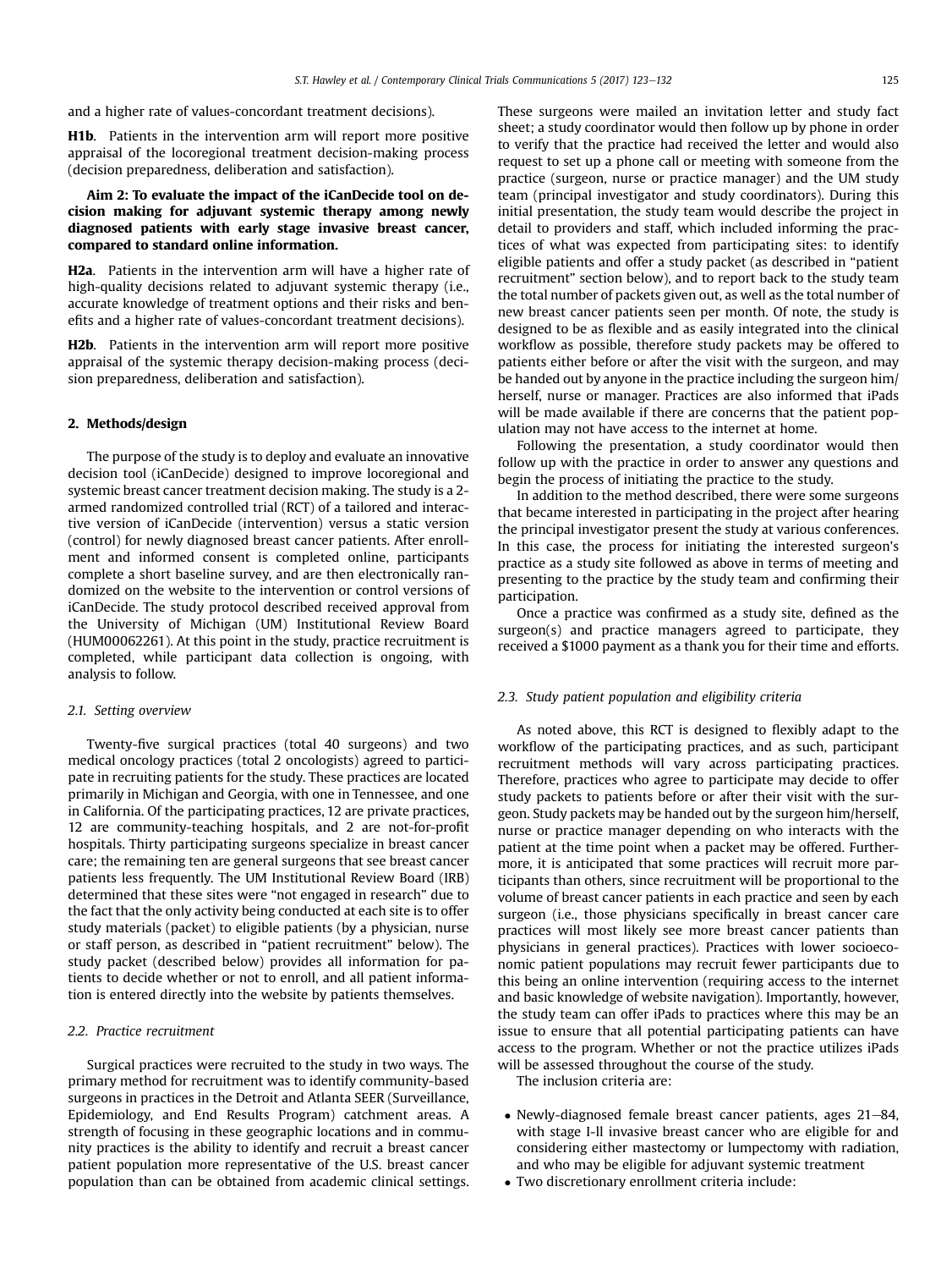and a higher rate of values-concordant treatment decisions).

**H1b**. Patients in the intervention arm will report more positive appraisal of the locoregional treatment decision-making process (decision preparedness, deliberation and satisfaction).

**Aim 2: To evaluate the impact of the iCanDecide tool on decision making for adjuvant systemic therapy among newly diagnosed patients with early stage invasive breast cancer, compared to standard online information.**

**H2a**. Patients in the intervention arm will have a higher rate of high-quality decisions related to adjuvant systemic therapy (i.e., accurate knowledge of treatment options and their risks and benefits and a higher rate of values-concordant treatment decisions).

**H2b**. Patients in the intervention arm will report more positive appraisal of the systemic therapy decision-making process (decision preparedness, deliberation and satisfaction).

## 2. Methods/design

The purpose of the study is to deploy and evaluate an innovative decision tool (iCanDecide) designed to improve locoregional and systemic breast cancer treatment decision making. The study is a 2-armed randomized controlled trial (RCT) of a tailored and interactive version of iCanDecide (intervention) versus a static version (control) for newly diagnosed breast cancer patients. After enrollment and informed consent is completed online, participants complete a short baseline survey, and are then electronically randomized on the website to the intervention or control versions of iCanDecide. The study protocol described received approval from the University of Michigan (UM) Institutional Review Board (HUM00062261). At this point in the study, practice recruitment is completed, while participant data collection is ongoing, with analysis to follow.

### 2.1. Setting overview

Twenty-five surgical practices (total 40 surgeons) and two medical oncology practices (total 2 oncologists) agreed to participate in recruiting patients for the study. These practices are located primarily in Michigan and Georgia, with one in Tennessee, and one in California. Of the participating practices, 12 are private practices, 12 are community-teaching hospitals, and 2 are not-for-profit hospitals. Thirty participating surgeons specialize in breast cancer care; the remaining ten are general surgeons that see breast cancer patients less frequently. The UM Institutional Review Board (IRB) determined that these sites were "not engaged in research" due to the fact that the only activity being conducted at each site is to offer study materials (packet) to eligible patients (by a physician, nurse or staff person, as described in "patient recruitment" below). The study packet (described below) provides all information for patients to decide whether or not to enroll, and all patient information is entered directly into the website by patients themselves.

### 2.2. Practice recruitment

Surgical practices were recruited to the study in two ways. The primary method for recruitment was to identify community-based surgeons in practices in the Detroit and Atlanta SEER (Surveillance, Epidemiology, and End Results Program) catchment areas. A strength of focusing in these geographic locations and in community practices is the ability to identify and recruit a breast cancer patient population more representative of the U.S. breast cancer population than can be obtained from academic clinical settings. These surgeons were mailed an invitation letter and study fact sheet; a study coordinator would then follow up by phone in order to verify that the practice had received the letter and would also request to set up a phone call or meeting with someone from the practice (surgeon, nurse or practice manager) and the UM study team (principal investigator and study coordinators). During this initial presentation, the study team would describe the project in detail to providers and staff, which included informing the practices of what was expected from participating sites: to identify eligible patients and offer a study packet (as described in "patient recruitment" section below), and to report back to the study team the total number of packets given out, as well as the total number of new breast cancer patients seen per month. Of note, the study is designed to be as flexible and as easily integrated into the clinical workflow as possible, therefore study packets may be offered to patients either before or after the visit with the surgeon, and may be handed out by anyone in the practice including the surgeon him/herself, nurse or manager. Practices are also informed that iPads will be made available if there are concerns that the patient population may not have access to the internet at home.

Following the presentation, a study coordinator would then follow up with the practice in order to answer any questions and begin the process of initiating the practice to the study.

In addition to the method described, there were some surgeons that became interested in participating in the project after hearing the principal investigator present the study at various conferences. In this case, the process for initiating the interested surgeon's practice as a study site followed as above in terms of meeting and presenting to the practice by the study team and confirming their participation.

Once a practice was confirmed as a study site, defined as the surgeon(s) and practice managers agreed to participate, they received a $1000 payment as a thank you for their time and efforts.

### 2.3. Study patient population and eligibility criteria

As noted above, this RCT is designed to flexibly adapt to the workflow of the participating practices, and as such, participant recruitment methods will vary across participating practices. Therefore, practices who agree to participate may decide to offer study packets to patients before or after their visit with the surgeon. Study packets may be handed out by the surgeon him/herself, nurse or practice manager depending on who interacts with the patient at the time point when a packet may be offered. Furthermore, it is anticipated that some practices will recruit more participants than others, since recruitment will be proportional to the volume of breast cancer patients in each practice and seen by each surgeon (i.e., those physicians specifically in breast cancer care practices will most likely see more breast cancer patients than physicians in general practices). Practices with lower socioeconomic patient populations may recruit fewer participants due to this being an online intervention (requiring access to the internet and basic knowledge of website navigation). Importantly, however, the study team can offer iPads to practices where this may be an issue to ensure that all potential participating patients can have access to the program. Whether or not the practice utilizes iPads will be assessed throughout the course of the study.

The inclusion criteria are:

- Newly-diagnosed female breast cancer patients, ages 21–84, with stage I-ll invasive breast cancer who are eligible for and considering either mastectomy or lumpectomy with radiation, and who may be eligible for adjuvant systemic treatment
- Two discretionary enrollment criteria include: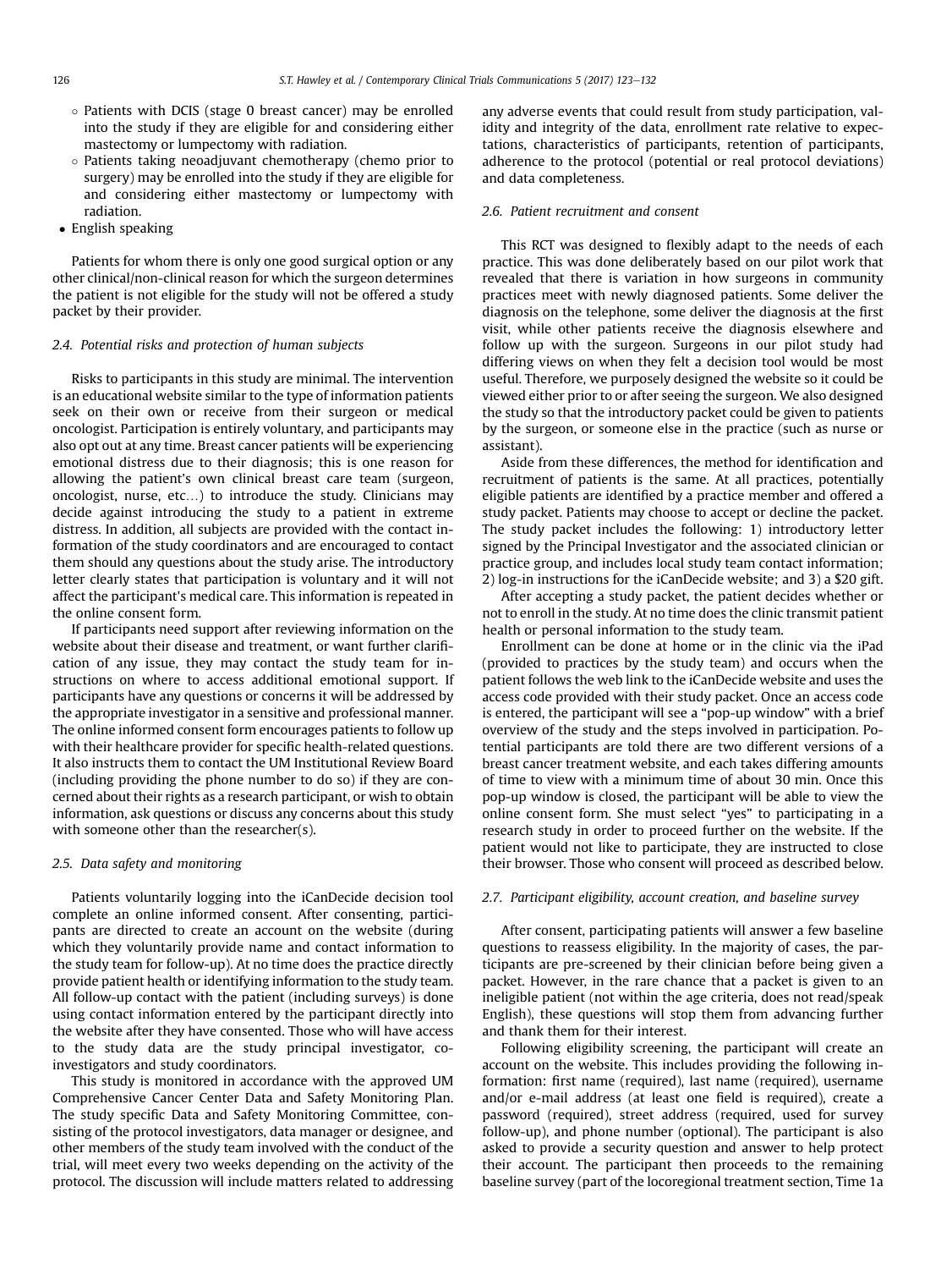- Patients with DCIS (stage 0 breast cancer) may be enrolled into the study if they are eligible for and considering either mastectomy or lumpectomy with radiation.
  - Patients taking neoadjuvant chemotherapy (chemo prior to surgery) may be enrolled into the study if they are eligible for and considering either mastectomy or lumpectomy with radiation.
- English speaking

Patients for whom there is only one good surgical option or any other clinical/non-clinical reason for which the surgeon determines the patient is not eligible for the study will not be offered a study packet by their provider.

### 2.4. Potential risks and protection of human subjects

Risks to participants in this study are minimal. The intervention is an educational website similar to the type of information patients seek on their own or receive from their surgeon or medical oncologist. Participation is entirely voluntary, and participants may also opt out at any time. Breast cancer patients will be experiencing emotional distress due to their diagnosis; this is one reason for allowing the patient's own clinical breast care team (surgeon, oncologist, nurse, etc…) to introduce the study. Clinicians may decide against introducing the study to a patient in extreme distress. In addition, all subjects are provided with the contact information of the study coordinators and are encouraged to contact them should any questions about the study arise. The introductory letter clearly states that participation is voluntary and it will not affect the participant's medical care. This information is repeated in the online consent form.

If participants need support after reviewing information on the website about their disease and treatment, or want further clarification of any issue, they may contact the study team for instructions on where to access additional emotional support. If participants have any questions or concerns it will be addressed by the appropriate investigator in a sensitive and professional manner. The online informed consent form encourages patients to follow up with their healthcare provider for specific health-related questions. It also instructs them to contact the UM Institutional Review Board (including providing the phone number to do so) if they are concerned about their rights as a research participant, or wish to obtain information, ask questions or discuss any concerns about this study with someone other than the researcher(s).

### 2.5. Data safety and monitoring

Patients voluntarily logging into the iCanDecide decision tool complete an online informed consent. After consenting, participants are directed to create an account on the website (during which they voluntarily provide name and contact information to the study team for follow-up). At no time does the practice directly provide patient health or identifying information to the study team. All follow-up contact with the patient (including surveys) is done using contact information entered by the participant directly into the website after they have consented. Those who will have access to the study data are the study principal investigator, co-investigators and study coordinators.

This study is monitored in accordance with the approved UM Comprehensive Cancer Center Data and Safety Monitoring Plan. The study specific Data and Safety Monitoring Committee, consisting of the protocol investigators, data manager or designee, and other members of the study team involved with the conduct of the trial, will meet every two weeks depending on the activity of the protocol. The discussion will include matters related to addressing any adverse events that could result from study participation, validity and integrity of the data, enrollment rate relative to expectations, characteristics of participants, retention of participants, adherence to the protocol (potential or real protocol deviations) and data completeness.

### 2.6. Patient recruitment and consent

This RCT was designed to flexibly adapt to the needs of each practice. This was done deliberately based on our pilot work that revealed that there is variation in how surgeons in community practices meet with newly diagnosed patients. Some deliver the diagnosis on the telephone, some deliver the diagnosis at the first visit, while other patients receive the diagnosis elsewhere and follow up with the surgeon. Surgeons in our pilot study had differing views on when they felt a decision tool would be most useful. Therefore, we purposely designed the website so it could be viewed either prior to or after seeing the surgeon. We also designed the study so that the introductory packet could be given to patients by the surgeon, or someone else in the practice (such as nurse or assistant).

Aside from these differences, the method for identification and recruitment of patients is the same. At all practices, potentially eligible patients are identified by a practice member and offered a study packet. Patients may choose to accept or decline the packet. The study packet includes the following: 1) introductory letter signed by the Principal Investigator and the associated clinician or practice group, and includes local study team contact information; 2) log-in instructions for the iCanDecide website; and 3) a $20 gift.

After accepting a study packet, the patient decides whether or not to enroll in the study. At no time does the clinic transmit patient health or personal information to the study team.

Enrollment can be done at home or in the clinic via the iPad (provided to practices by the study team) and occurs when the patient follows the web link to the iCanDecide website and uses the access code provided with their study packet. Once an access code is entered, the participant will see a "pop-up window" with a brief overview of the study and the steps involved in participation. Potential participants are told there are two different versions of a breast cancer treatment website, and each takes differing amounts of time to view with a minimum time of about 30 min. Once this pop-up window is closed, the participant will be able to view the online consent form. She must select "yes" to participating in a research study in order to proceed further on the website. If the patient would not like to participate, they are instructed to close their browser. Those who consent will proceed as described below.

### 2.7. Participant eligibility, account creation, and baseline survey

After consent, participating patients will answer a few baseline questions to reassess eligibility. In the majority of cases, the participants are pre-screened by their clinician before being given a packet. However, in the rare chance that a packet is given to an ineligible patient (not within the age criteria, does not read/speak English), these questions will stop them from advancing further and thank them for their interest.

Following eligibility screening, the participant will create an account on the website. This includes providing the following information: first name (required), last name (required), username and/or e-mail address (at least one field is required), create a password (required), street address (required, used for survey follow-up), and phone number (optional). The participant is also asked to provide a security question and answer to help protect their account. The participant then proceeds to the remaining baseline survey (part of the locoregional treatment section, Time 1a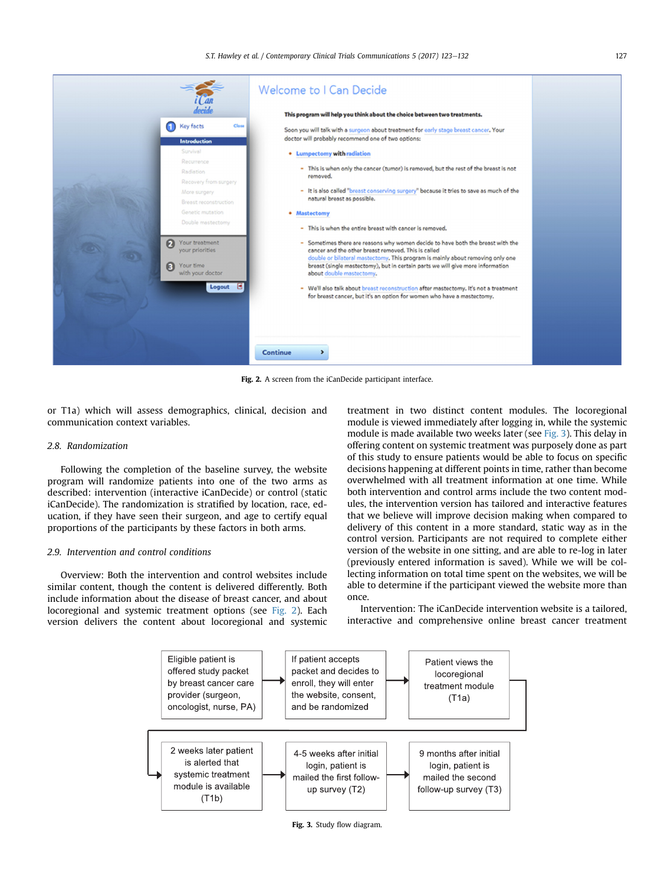Fig. 2. A screen from the iCanDecide participant interface.

or T1a) which will assess demographics, clinical, decision and communication context variables.

### 2.8. Randomization

Following the completion of the baseline survey, the website program will randomize patients into one of the two arms as described: intervention (interactive iCanDecide) or control (static iCanDecide). The randomization is stratified by location, race, education, if they have seen their surgeon, and age to certify equal proportions of the participants by these factors in both arms.

### 2.9. Intervention and control conditions

Overview: Both the intervention and control websites include similar content, though the content is delivered differently. Both include information about the disease of breast cancer, and about locoregional and systemic treatment options (see Fig. 2). Each version delivers the content about locoregional and systemic treatment in two distinct content modules. The locoregional module is viewed immediately after logging in, while the systemic module is made available two weeks later (see Fig. 3). This delay in offering content on systemic treatment was purposely done as part of this study to ensure patients would be able to focus on specific decisions happening at different points in time, rather than become overwhelmed with all treatment information at one time. While both intervention and control arms include the two content modules, the intervention version has tailored and interactive features that we believe will improve decision making when compared to delivery of this content in a more standard, static way as in the control version. Participants are not required to complete either version of the website in one sitting, and are able to re-log in later (previously entered information is saved). While we will be collecting information on total time spent on the websites, we will be able to determine if the participant viewed the website more than once.

Intervention: The iCanDecide intervention website is a tailored, interactive and comprehensive online breast cancer treatment

Fig. 3. Study flow diagram.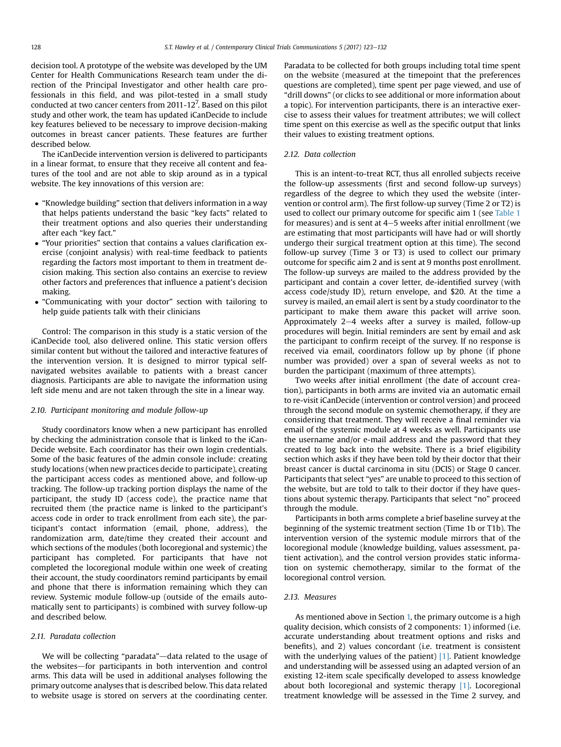decision tool. A prototype of the website was developed by the UM Center for Health Communications Research team under the direction of the Principal Investigator and other health care professionals in this field, and was pilot-tested in a small study conducted at two cancer centers from 2011-12[7]. Based on this pilot study and other work, the team has updated iCanDecide to include key features believed to be necessary to improve decision-making outcomes in breast cancer patients. These features are further described below.

The iCanDecide intervention version is delivered to participants in a linear format, to ensure that they receive all content and features of the tool and are not able to skip around as in a typical website. The key innovations of this version are:

- "Knowledge building" section that delivers information in a way that helps patients understand the basic "key facts" related to their treatment options and also queries their understanding after each "key fact."
- "Your priorities" section that contains a values clarification exercise (conjoint analysis) with real-time feedback to patients regarding the factors most important to them in treatment decision making. This section also contains an exercise to review other factors and preferences that influence a patient's decision making.
- "Communicating with your doctor" section with tailoring to help guide patients talk with their clinicians

Control: The comparison in this study is a static version of the iCanDecide tool, also delivered online. This static version offers similar content but without the tailored and interactive features of the intervention version. It is designed to mirror typical self-navigated websites available to patients with a breast cancer diagnosis. Participants are able to navigate the information using left side menu and are not taken through the site in a linear way.

### 2.10. Participant monitoring and module follow-up

Study coordinators know when a new participant has enrolled by checking the administration console that is linked to the iCanDecide website. Each coordinator has their own login credentials. Some of the basic features of the admin console include: creating study locations (when new practices decide to participate), creating the participant access codes as mentioned above, and follow-up tracking. The follow-up tracking portion displays the name of the participant, the study ID (access code), the practice name that recruited them (the practice name is linked to the participant's access code in order to track enrollment from each site), the participant's contact information (email, phone, address), the randomization arm, date/time they created their account and which sections of the modules (both locoregional and systemic) the participant has completed. For participants that have not completed the locoregional module within one week of creating their account, the study coordinators remind participants by email and phone that there is information remaining which they can review. Systemic module follow-up (outside of the emails automatically sent to participants) is combined with survey follow-up and described below.

### 2.11. Paradata collection

We will be collecting "paradata"—data related to the usage of the websites—for participants in both intervention and control arms. This data will be used in additional analyses following the primary outcome analyses that is described below. This data related to website usage is stored on servers at the coordinating center. Paradata to be collected for both groups including total time spent on the website (measured at the timepoint that the preferences questions are completed), time spent per page viewed, and use of "drill downs" (or clicks to see additional or more information about a topic). For intervention participants, there is an interactive exercise to assess their values for treatment attributes; we will collect time spent on this exercise as well as the specific output that links their values to existing treatment options.

### 2.12. Data collection

This is an intent-to-treat RCT, thus all enrolled subjects receive the follow-up assessments (first and second follow-up surveys) regardless of the degree to which they used the website (intervention or control arm). The first follow-up survey (Time 2 or T2) is used to collect our primary outcome for specific aim 1 (see Table 1 for measures) and is sent at 4–5 weeks after initial enrollment (we are estimating that most participants will have had or will shortly undergo their surgical treatment option at this time). The second follow-up survey (Time 3 or T3) is used to collect our primary outcome for specific aim 2 and is sent at 9 months post enrollment. The follow-up surveys are mailed to the address provided by the participant and contain a cover letter, de-identified survey (with access code/study ID), return envelope, and $20. At the time a survey is mailed, an email alert is sent by a study coordinator to the participant to make them aware this packet will arrive soon. Approximately 2–4 weeks after a survey is mailed, follow-up procedures will begin. Initial reminders are sent by email and ask the participant to confirm receipt of the survey. If no response is received via email, coordinators follow up by phone (if phone number was provided) over a span of several weeks as not to burden the participant (maximum of three attempts).

Two weeks after initial enrollment (the date of account creation), participants in both arms are invited via an automatic email to re-visit iCanDecide (intervention or control version) and proceed through the second module on systemic chemotherapy, if they are considering that treatment. They will receive a final reminder via email of the systemic module at 4 weeks as well. Participants use the username and/or e-mail address and the password that they created to log back into the website. There is a brief eligibility section which asks if they have been told by their doctor that their breast cancer is ductal carcinoma in situ (DCIS) or Stage 0 cancer. Participants that select "yes" are unable to proceed to this section of the website, but are told to talk to their doctor if they have questions about systemic therapy. Participants that select "no" proceed through the module.

Participants in both arms complete a brief baseline survey at the beginning of the systemic treatment section (Time 1b or T1b). The intervention version of the systemic module mirrors that of the locoregional module (knowledge building, values assessment, patient activation), and the control version provides static information on systemic chemotherapy, similar to the format of the locoregional control version.

### 2.13. Measures

As mentioned above in Section 1, the primary outcome is a high quality decision, which consists of 2 components: 1) informed (i.e. accurate understanding about treatment options and risks and benefits), and 2) values concordant (i.e. treatment is consistent with the underlying values of the patient) [1]. Patient knowledge and understanding will be assessed using an adapted version of an existing 12-item scale specifically developed to assess knowledge about both locoregional and systemic therapy [1]. Locoregional treatment knowledge will be assessed in the Time 2 survey, and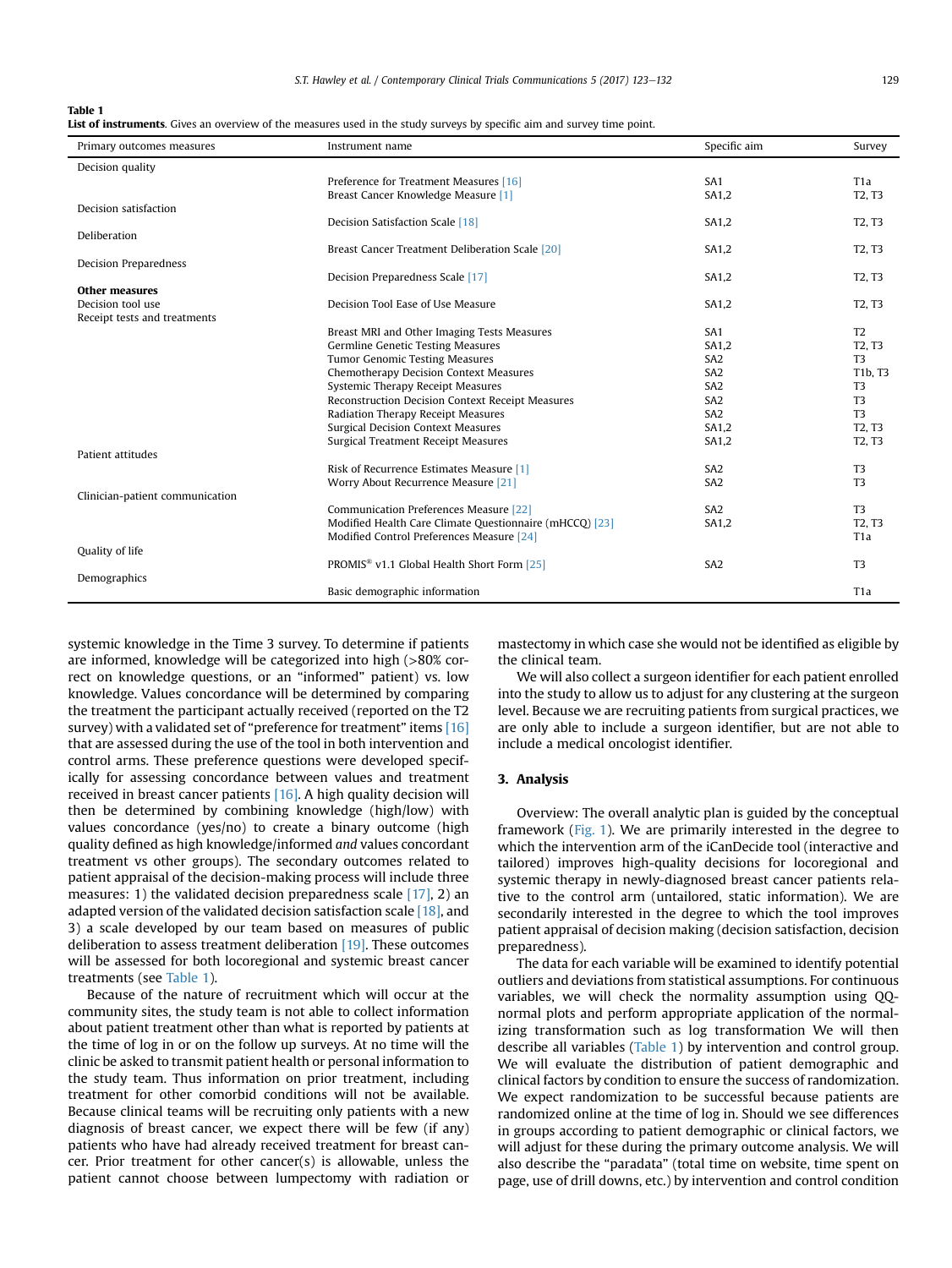**Table 1**
**List of instruments**. Gives an overview of the measures used in the study surveys by specific aim and survey time point.

| Primary outcomes measures | Instrument name | Specific aim | Survey |
|---|---|---|---|
| Decision quality | | | |
| | Preference for Treatment Measures [16] | SA1 | T1a |
| | Breast Cancer Knowledge Measure [1] | SA1,2 | T2, T3 |
| Decision satisfaction | | | |
| | Decision Satisfaction Scale [18] | SA1,2 | T2, T3 |
| Deliberation | | | |
| | Breast Cancer Treatment Deliberation Scale [20] | SA1,2 | T2, T3 |
| Decision Preparedness | | | |
| | Decision Preparedness Scale [17] | SA1,2 | T2, T3 |
| **Other measures** | | | |
| Decision tool use | Decision Tool Ease of Use Measure | SA1,2 | T2, T3 |
| Receipt tests and treatments | | | |
| | Breast MRI and Other Imaging Tests Measures | SA1 | T2 |
| | Germline Genetic Testing Measures | SA1,2 | T2, T3 |
| | Tumor Genomic Testing Measures | SA2 | T3 |
| | Chemotherapy Decision Context Measures | SA2 | T1b, T3 |
| | Systemic Therapy Receipt Measures | SA2 | T3 |
| | Reconstruction Decision Context Receipt Measures | SA2 | T3 |
| | Radiation Therapy Receipt Measures | SA2 | T3 |
| | Surgical Decision Context Measures | SA1,2 | T2, T3 |
| | Surgical Treatment Receipt Measures | SA1,2 | T2, T3 |
| Patient attitudes | | | |
| | Risk of Recurrence Estimates Measure [1] | SA2 | T3 |
| | Worry About Recurrence Measure [21] | SA2 | T3 |
| Clinician-patient communication | | | |
| | Communication Preferences Measure [22] | SA2 | T3 |
| | Modified Health Care Climate Questionnaire (mHCCQ) [23] | SA1,2 | T2, T3 |
| | Modified Control Preferences Measure [24] | | T1a |
| Quality of life | | | |
| | PROMIS® v1.1 Global Health Short Form [25] | SA2 | T3 |
| Demographics | | | |
| | Basic demographic information | | T1a |

systemic knowledge in the Time 3 survey. To determine if patients are informed, knowledge will be categorized into high (>80% correct on knowledge questions, or an "informed" patient) vs. low knowledge. Values concordance will be determined by comparing the treatment the participant actually received (reported on the T2 survey) with a validated set of "preference for treatment" items [16] that are assessed during the use of the tool in both intervention and control arms. These preference questions were developed specifically for assessing concordance between values and treatment received in breast cancer patients [16]. A high quality decision will then be determined by combining knowledge (high/low) with values concordance (yes/no) to create a binary outcome (high quality defined as high knowledge/informed *and* values concordant treatment vs other groups). The secondary outcomes related to patient appraisal of the decision-making process will include three measures: 1) the validated decision preparedness scale [17], 2) an adapted version of the validated decision satisfaction scale [18], and 3) a scale developed by our team based on measures of public deliberation to assess treatment deliberation [19]. These outcomes will be assessed for both locoregional and systemic breast cancer treatments (see Table 1).

Because of the nature of recruitment which will occur at the community sites, the study team is not able to collect information about patient treatment other than what is reported by patients at the time of log in or on the follow up surveys. At no time will the clinic be asked to transmit patient health or personal information to the study team. Thus information on prior treatment, including treatment for other comorbid conditions will not be available. Because clinical teams will be recruiting only patients with a new diagnosis of breast cancer, we expect there will be few (if any) patients who have had already received treatment for breast cancer. Prior treatment for other cancer(s) is allowable, unless the patient cannot choose between lumpectomy with radiation or mastectomy in which case she would not be identified as eligible by the clinical team.

We will also collect a surgeon identifier for each patient enrolled into the study to allow us to adjust for any clustering at the surgeon level. Because we are recruiting patients from surgical practices, we are only able to include a surgeon identifier, but are not able to include a medical oncologist identifier.

## 3. Analysis

Overview: The overall analytic plan is guided by the conceptual framework (Fig. 1). We are primarily interested in the degree to which the intervention arm of the iCanDecide tool (interactive and tailored) improves high-quality decisions for locoregional and systemic therapy in newly-diagnosed breast cancer patients relative to the control arm (untailored, static information). We are secondarily interested in the degree to which the tool improves patient appraisal of decision making (decision satisfaction, decision preparedness).

The data for each variable will be examined to identify potential outliers and deviations from statistical assumptions. For continuous variables, we will check the normality assumption using QQ-normal plots and perform appropriate application of the normalizing transformation such as log transformation We will then describe all variables (Table 1) by intervention and control group. We will evaluate the distribution of patient demographic and clinical factors by condition to ensure the success of randomization. We expect randomization to be successful because patients are randomized online at the time of log in. Should we see differences in groups according to patient demographic or clinical factors, we will adjust for these during the primary outcome analysis. We will also describe the "paradata" (total time on website, time spent on page, use of drill downs, etc.) by intervention and control condition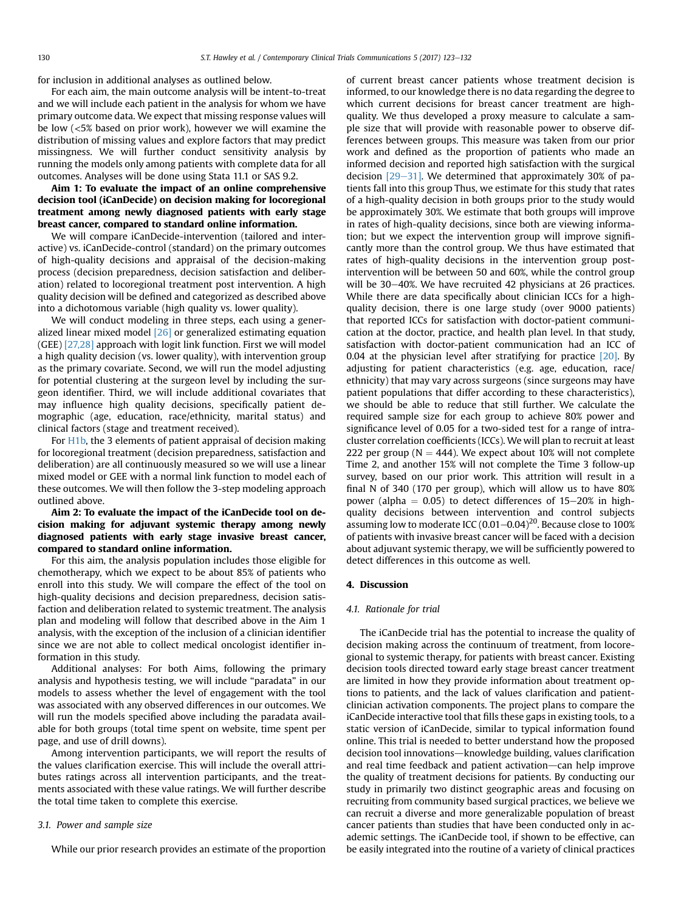for inclusion in additional analyses as outlined below.

For each aim, the main outcome analysis will be intent-to-treat and we will include each patient in the analysis for whom we have primary outcome data. We expect that missing response values will be low (<5% based on prior work), however we will examine the distribution of missing values and explore factors that may predict missingness. We will further conduct sensitivity analysis by running the models only among patients with complete data for all outcomes. Analyses will be done using Stata 11.1 or SAS 9.2.

**Aim 1: To evaluate the impact of an online comprehensive decision tool (iCanDecide) on decision making for locoregional treatment among newly diagnosed patients with early stage breast cancer, compared to standard online information.**

We will compare iCanDecide-intervention (tailored and interactive) vs. iCanDecide-control (standard) on the primary outcomes of high-quality decisions and appraisal of the decision-making process (decision preparedness, decision satisfaction and deliberation) related to locoregional treatment post intervention. A high quality decision will be defined and categorized as described above into a dichotomous variable (high quality vs. lower quality).

We will conduct modeling in three steps, each using a generalized linear mixed model [26] or generalized estimating equation (GEE) [27,28] approach with logit link function. First we will model a high quality decision (vs. lower quality), with intervention group as the primary covariate. Second, we will run the model adjusting for potential clustering at the surgeon level by including the surgeon identifier. Third, we will include additional covariates that may influence high quality decisions, specifically patient demographic (age, education, race/ethnicity, marital status) and clinical factors (stage and treatment received).

For H1b, the 3 elements of patient appraisal of decision making for locoregional treatment (decision preparedness, satisfaction and deliberation) are all continuously measured so we will use a linear mixed model or GEE with a normal link function to model each of these outcomes. We will then follow the 3-step modeling approach outlined above.

**Aim 2: To evaluate the impact of the iCanDecide tool on decision making for adjuvant systemic therapy among newly diagnosed patients with early stage invasive breast cancer, compared to standard online information.**

For this aim, the analysis population includes those eligible for chemotherapy, which we expect to be about 85% of patients who enroll into this study. We will compare the effect of the tool on high-quality decisions and decision preparedness, decision satisfaction and deliberation related to systemic treatment. The analysis plan and modeling will follow that described above in the Aim 1 analysis, with the exception of the inclusion of a clinician identifier since we are not able to collect medical oncologist identifier information in this study.

Additional analyses: For both Aims, following the primary analysis and hypothesis testing, we will include "paradata" in our models to assess whether the level of engagement with the tool was associated with any observed differences in our outcomes. We will run the models specified above including the paradata available for both groups (total time spent on website, time spent per page, and use of drill downs).

Among intervention participants, we will report the results of the values clarification exercise. This will include the overall attributes ratings across all intervention participants, and the treatments associated with these value ratings. We will further describe the total time taken to complete this exercise.

### 3.1. Power and sample size

While our prior research provides an estimate of the proportion of current breast cancer patients whose treatment decision is informed, to our knowledge there is no data regarding the degree to which current decisions for breast cancer treatment are high-quality. We thus developed a proxy measure to calculate a sample size that will provide with reasonable power to observe differences between groups. This measure was taken from our prior work and defined as the proportion of patients who made an informed decision and reported high satisfaction with the surgical decision [29–31]. We determined that approximately 30% of patients fall into this group Thus, we estimate for this study that rates of a high-quality decision in both groups prior to the study would be approximately 30%. We estimate that both groups will improve in rates of high-quality decisions, since both are viewing information; but we expect the intervention group will improve significantly more than the control group. We thus have estimated that rates of high-quality decisions in the intervention group post-intervention will be between 50 and 60%, while the control group will be 30–40%. We have recruited 42 physicians at 26 practices. While there are data specifically about clinician ICCs for a high-quality decision, there is one large study (over 9000 patients) that reported ICCs for satisfaction with doctor-patient communication at the doctor, practice, and health plan level. In that study, satisfaction with doctor-patient communication had an ICC of 0.04 at the physician level after stratifying for practice [20]. By adjusting for patient characteristics (e.g. age, education, race/ethnicity) that may vary across surgeons (since surgeons may have patient populations that differ according to these characteristics), we should be able to reduce that still further. We calculate the required sample size for each group to achieve 80% power and significance level of 0.05 for a two-sided test for a range of intracluster correlation coefficients (ICCs). We will plan to recruit at least 222 per group ($N = 444$). We expect about 10% will not complete Time 2, and another 15% will not complete the Time 3 follow-up survey, based on our prior work. This attrition will result in a final N of 340 (170 per group), which will allow us to have 80% power ($\alpha = 0.05$) to detect differences of 15–20% in high-quality decisions between intervention and control subjects assuming low to moderate ICC (0.01–0.04)[20]. Because close to 100% of patients with invasive breast cancer will be faced with a decision about adjuvant systemic therapy, we will be sufficiently powered to detect differences in this outcome as well.

## 4. Discussion

### 4.1. Rationale for trial

The iCanDecide trial has the potential to increase the quality of decision making across the continuum of treatment, from locoregional to systemic therapy, for patients with breast cancer. Existing decision tools directed toward early stage breast cancer treatment are limited in how they provide information about treatment options to patients, and the lack of values clarification and patient-clinician activation components. The project plans to compare the iCanDecide interactive tool that fills these gaps in existing tools, to a static version of iCanDecide, similar to typical information found online. This trial is needed to better understand how the proposed decision tool innovations—knowledge building, values clarification and real time feedback and patient activation—can help improve the quality of treatment decisions for patients. By conducting our study in primarily two distinct geographic areas and focusing on recruiting from community based surgical practices, we believe we can recruit a diverse and more generalizable population of breast cancer patients than studies that have been conducted only in academic settings. The iCanDecide tool, if shown to be effective, can be easily integrated into the routine of a variety of clinical practices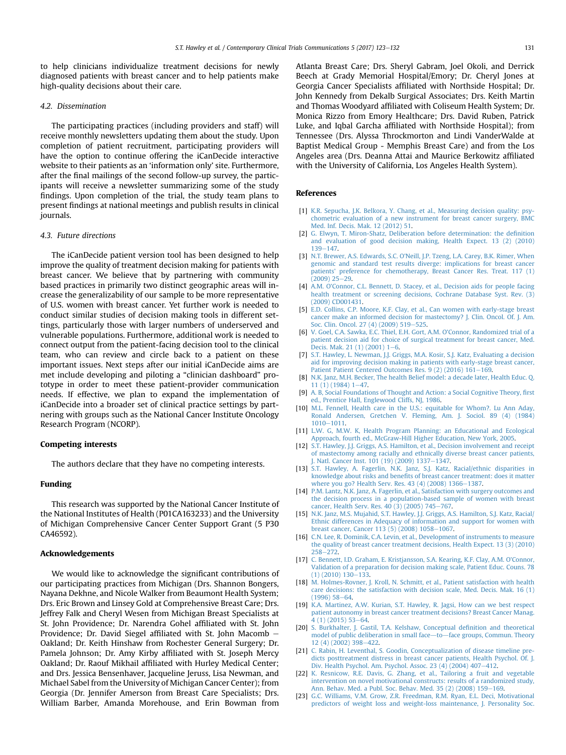to help clinicians individualize treatment decisions for newly diagnosed patients with breast cancer and to help patients make high-quality decisions about their care.

### 4.2. Dissemination

The participating practices (including providers and staff) will receive monthly newsletters updating them about the study. Upon completion of patient recruitment, participating providers will have the option to continue offering the iCanDecide interactive website to their patients as an 'information only' site. Furthermore, after the final mailings of the second follow-up survey, the participants will receive a newsletter summarizing some of the study findings. Upon completion of the trial, the study team plans to present findings at national meetings and publish results in clinical journals.

### 4.3. Future directions

The iCanDecide patient version tool has been designed to help improve the quality of treatment decision making for patients with breast cancer. We believe that by partnering with community based practices in primarily two distinct geographic areas will increase the generalizability of our sample to be more representative of U.S. women with breast cancer. Yet further work is needed to conduct similar studies of decision making tools in different settings, particularly those with larger numbers of underserved and vulnerable populations. Furthermore, additional work is needed to connect output from the patient-facing decision tool to the clinical team, who can review and circle back to a patient on these important issues. Next steps after our initial iCanDecide aims are met include developing and piloting a "clinician dashboard" prototype in order to meet these patient-provider communication needs. If effective, we plan to expand the implementation of iCanDecide into a broader set of clinical practice settings by partnering with groups such as the National Cancer Institute Oncology Research Program (NCORP).

## Competing interests

The authors declare that they have no competing interests.

## Funding

This research was supported by the National Cancer Institute of the National Institutes of Health (P01CA163233) and the University of Michigan Comprehensive Cancer Center Support Grant (5 P30 CA46592).

## Acknowledgements

We would like to acknowledge the significant contributions of our participating practices from Michigan (Drs. Shannon Bongers, Nayana Dekhne, and Nicole Walker from Beaumont Health System; Drs. Eric Brown and Linsey Gold at Comprehensive Breast Care; Drs. Jeffrey Falk and Cheryl Wesen from Michigan Breast Specialists at St. John Providence; Dr. Narendra Gohel affiliated with St. John Providence; Dr. David Siegel affiliated with St. John Macomb – Oakland; Dr. Keith Hinshaw from Rochester General Surgery; Dr. Pamela Johnson; Dr. Amy Kirby affiliated with St. Joseph Mercy Oakland; Dr. Raouf Mikhail affiliated with Hurley Medical Center; and Drs. Jessica Bensenhaver, Jacqueline Jeruss, Lisa Newman, and Michael Sabel from the University of Michigan Cancer Center); from Georgia (Dr. Jennifer Amerson from Breast Care Specialists; Drs. William Barber, Amanda Morehouse, and Erin Bowman from Atlanta Breast Care; Drs. Sheryl Gabram, Joel Okoli, and Derrick Beech at Grady Memorial Hospital/Emory; Dr. Cheryl Jones at Georgia Cancer Specialists affiliated with Northside Hospital; Dr. John Kennedy from Dekalb Surgical Associates; Drs. Keith Martin and Thomas Woodyard affiliated with Coliseum Health System; Dr. Monica Rizzo from Emory Healthcare; Drs. David Ruben, Patrick Luke, and Iqbal Garcha affiliated with Northside Hospital); from Tennessee (Drs. Alyssa Throckmorton and Lindi VanderWalde at Baptist Medical Group - Memphis Breast Care) and from the Los Angeles area (Drs. Deanna Attai and Maurice Berkowitz affiliated with the University of California, Los Angeles Health System).

## References

[1] K.R. Sepucha, J.K. Belkora, Y. Chang, et al., Measuring decision quality: psychometric evaluation of a new instrument for breast cancer surgery, BMC Med. Inf. Decis. Mak. 12 (2012) 51.

[2] G. Elwyn, T. Miron-Shatz, Deliberation before determination: the definition and evaluation of good decision making, Health Expect. 13 (2) (2010) 139–147.

[3] N.T. Brewer, A.S. Edwards, S.C. O'Neill, J.P. Tzeng, L.A. Carey, B.K. Rimer, When genomic and standard test results diverge: implications for breast cancer patients' preference for chemotherapy, Breast Cancer Res. Treat. 117 (1) (2009) 25–29.

[4] A.M. O'Connor, C.L. Bennett, D. Stacey, et al., Decision aids for people facing health treatment or screening decisions, Cochrane Database Syst. Rev. (3) (2009) CD001431.

[5] E.D. Collins, C.P. Moore, K.F. Clay, et al., Can women with early-stage breast cancer make an informed decision for mastectomy? J. Clin. Oncol. Of. J. Am. Soc. Clin. Oncol. 27 (4) (2009) 519–525.

[6] V. Goel, C.A. Sawka, E.C. Thiel, E.H. Gort, A.M. O'Connor, Randomized trial of a patient decision aid for choice of surgical treatment for breast cancer, Med. Decis. Mak. 21 (1) (2001) 1–6.

[7] S.T. Hawley, L. Newman, J.J. Griggs, M.A. Kosir, S.J. Katz, Evaluating a decision aid for improving decision making in patients with early-stage breast cancer, Patient Patient Centered Outcomes Res. 9 (2) (2016) 161–169.

[8] N.K. Janz, M.H. Becker, The health Belief model: a decade later, Health Educ. Q. 11 (1) (1984) 1–47.

[9] A. B, Social Foundations of Thought and Action: a Social Cognitive Theory, first ed., Prentice Hall, Englewood Cliffs, NJ, 1986.

[10] M.L. Fennell, Health care in the U.S.: equitable for Whom?. Lu Ann Aday, Ronald Andersen, Gretchen V. Fleming, Am. J. Sociol. 89 (4) (1984) 1010–1011.

[11] L.W. G, M.W. K, Health Program Planning: an Educational and Ecological Approach, fourth ed., McGraw-Hill Higher Education, New York, 2005.

[12] S.T. Hawley, J.J. Griggs, A.S. Hamilton, et al., Decision involvement and receipt of mastectomy among racially and ethnically diverse breast cancer patients, J. Natl. Cancer Inst. 101 (19) (2009) 1337–1347.

[13] S.T. Hawley, A. Fagerlin, N.K. Janz, S.J. Katz, Racial/ethnic disparities in knowledge about risks and benefits of breast cancer treatment: does it matter where you go? Health Serv. Res. 43 (4) (2008) 1366–1387.

[14] P.M. Lantz, N.K. Janz, A. Fagerlin, et al., Satisfaction with surgery outcomes and the decision process in a population-based sample of women with breast cancer, Health Serv. Res. 40 (3) (2005) 745–767.

[15] N.K. Janz, M.S. Mujahid, S.T. Hawley, J.J. Griggs, A.S. Hamilton, S.J. Katz, Racial/Ethnic differences in Adequacy of information and support for women with breast cancer, Cancer 113 (5) (2008) 1058–1067.

[16] C.N. Lee, R. Dominik, C.A. Levin, et al., Development of instruments to measure the quality of breast cancer treatment decisions, Health Expect. 13 (3) (2010) 258–272.

[17] C. Bennett, I.D. Graham, E. Kristjansson, S.A. Kearing, K.F. Clay, A.M. O'Connor, Validation of a preparation for decision making scale, Patient Educ. Couns. 78 (1) (2010) 130–133.

[18] M. Holmes-Rovner, J. Kroll, N. Schmitt, et al., Patient satisfaction with health care decisions: the satisfaction with decision scale, Med. Decis. Mak. 16 (1) (1996) 58–64.

[19] K.A. Martinez, A.W. Kurian, S.T. Hawley, R. Jagsi, How can we best respect patient autonomy in breast cancer treatment decisions? Breast Cancer Manag. 4 (1) (2015) 53–64.

[20] S. Burkhalter, J. Gastil, T.A. Kelshaw, Conceptual definition and theoretical model of public deliberation in small face—to—face groups, Commun. Theory 12 (4) (2002) 398–422.

[21] C. Rabin, H. Leventhal, S. Goodin, Conceptualization of disease timeline predicts posttreatment distress in breast cancer patients, Health Psychol. Of. J. Div. Health Psychol. Am. Psychol. Assoc. 23 (4) (2004) 407–412.

[22] K. Resnicow, R.E. Davis, G. Zhang, et al., Tailoring a fruit and vegetable intervention on novel motivational constructs: results of a randomized study, Ann. Behav. Med. a Publ. Soc. Behav. Med. 35 (2) (2008) 159–169.

[23] G.C. Williams, V.M. Grow, Z.R. Freedman, R.M. Ryan, E.L. Deci, Motivational predictors of weight loss and weight-loss maintenance, J. Personality Soc.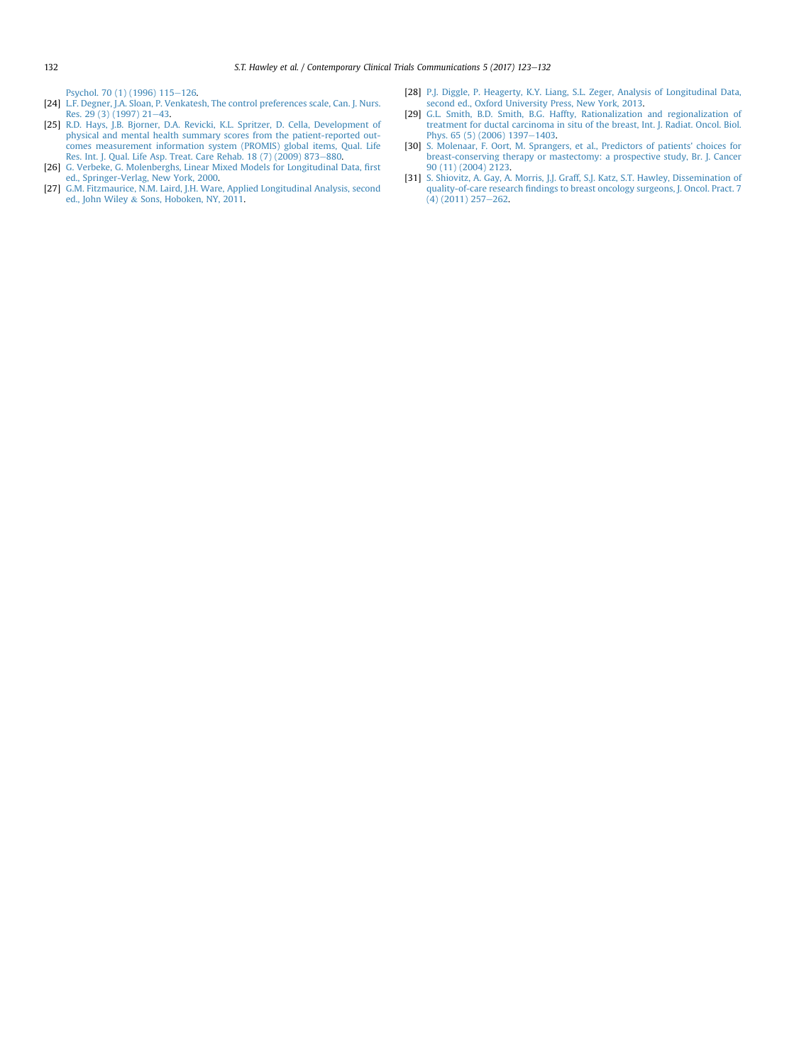Psychol. 70 (1) (1996) 115–126.

[24] L.F. Degner, J.A. Sloan, P. Venkatesh, The control preferences scale, Can. J. Nurs. Res. 29 (3) (1997) 21–43.

[25] R.D. Hays, J.B. Bjorner, D.A. Revicki, K.L. Spritzer, D. Cella, Development of physical and mental health summary scores from the patient-reported outcomes measurement information system (PROMIS) global items, Qual. Life Res. Int. J. Qual. Life Asp. Treat. Care Rehab. 18 (7) (2009) 873–880.

[26] G. Verbeke, G. Molenberghs, Linear Mixed Models for Longitudinal Data, first ed., Springer-Verlag, New York, 2000.

[27] G.M. Fitzmaurice, N.M. Laird, J.H. Ware, Applied Longitudinal Analysis, second ed., John Wiley & Sons, Hoboken, NY, 2011.

[28] P.J. Diggle, P. Heagerty, K.Y. Liang, S.L. Zeger, Analysis of Longitudinal Data, second ed., Oxford University Press, New York, 2013.

[29] G.L. Smith, B.D. Smith, B.G. Haffty, Rationalization and regionalization of treatment for ductal carcinoma in situ of the breast, Int. J. Radiat. Oncol. Biol. Phys. 65 (5) (2006) 1397–1403.

[30] S. Molenaar, F. Oort, M. Sprangers, et al., Predictors of patients' choices for breast-conserving therapy or mastectomy: a prospective study, Br. J. Cancer 90 (11) (2004) 2123.

[31] S. Shiovitz, A. Gay, A. Morris, J.J. Graff, S.J. Katz, S.T. Hawley, Dissemination of quality-of-care research findings to breast oncology surgeons, J. Oncol. Pract. 7 (4) (2011) 257–262.